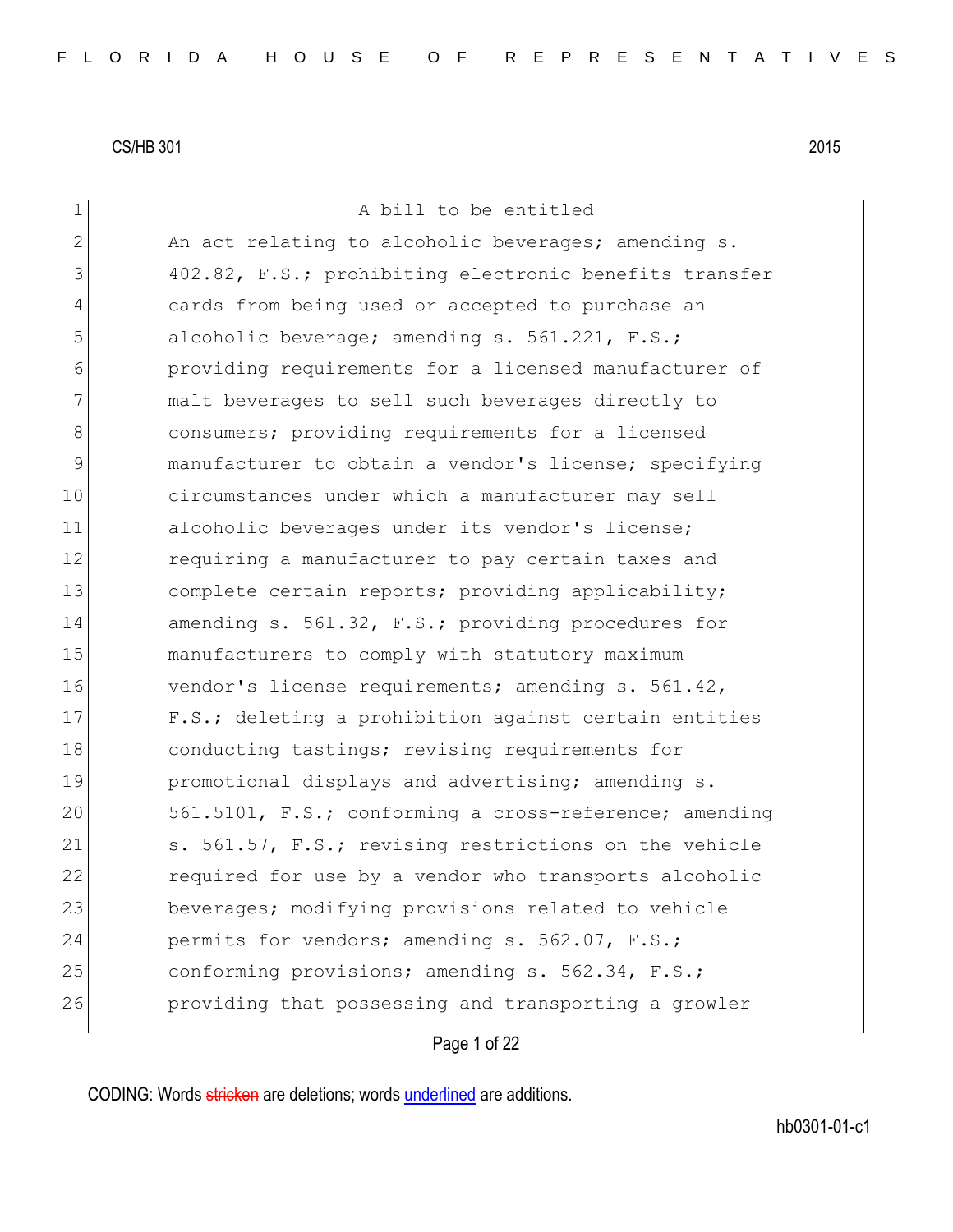CS/HB 301 2015

A bill to be entitled

An act relating to alcoholic beverages; amending s. 402.82, F.S.; prohibiting electronic benefits transfer cards from being used or accepted to purchase an alcoholic beverage; amending s. 561.221, F.S.; providing requirements for a licensed manufacturer of malt beverages to sell such beverages directly to consumers; providing requirements for a licensed manufacturer to obtain a vendor's license; specifying circumstances under which a manufacturer may sell alcoholic beverages under its vendor's license; requiring a manufacturer to pay certain taxes and complete certain reports; providing applicability; amending s. 561.32, F.S.; providing procedures for manufacturers to comply with statutory maximum vendor's license requirements; amending s. 561.42, F.S.; deleting a prohibition against certain entities conducting tastings; revising requirements for promotional displays and advertising; amending s. 561.5101, F.S.; conforming a cross-reference; amending s. 561.57, F.S.; revising restrictions on the vehicle required for use by a vendor who transports alcoholic beverages; modifying provisions related to vehicle permits for vendors; amending s. 562.07, F.S.; conforming provisions; amending s. 562.34, F.S.; providing that possessing and transporting a growler

CODING: Words stricken are deletions; words underlined are additions.

hb0301-01-c1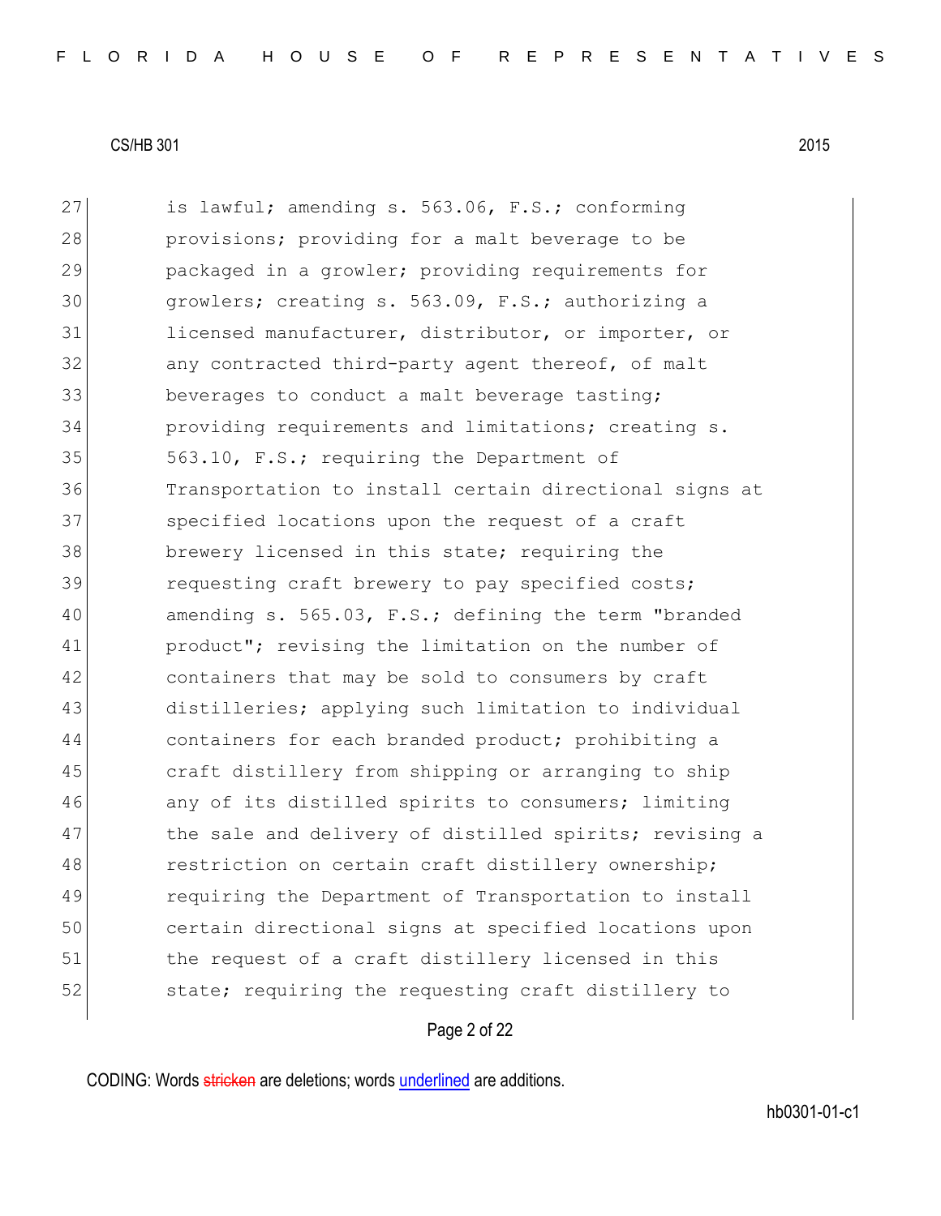27 is lawful; amending s. 563.06, F.S.; conforming
28 provisions; providing for a malt beverage to be
29 packaged in a growler; providing requirements for
30 growlers; creating s. 563.09, F.S.; authorizing a
31 licensed manufacturer, distributor, or importer, or
32 any contracted third-party agent thereof, of malt
33 beverages to conduct a malt beverage tasting;
34 providing requirements and limitations; creating s.
35 563.10, F.S.; requiring the Department of
36 Transportation to install certain directional signs at
37 specified locations upon the request of a craft
38 brewery licensed in this state; requiring the
39 requesting craft brewery to pay specified costs;
40 amending s. 565.03, F.S.; defining the term "branded
41 product"; revising the limitation on the number of
42 containers that may be sold to consumers by craft
43 distilleries; applying such limitation to individual
44 containers for each branded product; prohibiting a
45 craft distillery from shipping or arranging to ship
46 any of its distilled spirits to consumers; limiting
47 the sale and delivery of distilled spirits; revising a
48 restriction on certain craft distillery ownership;
49 requiring the Department of Transportation to install
50 certain directional signs at specified locations upon
51 the request of a craft distillery licensed in this
52 state; requiring the requesting craft distillery to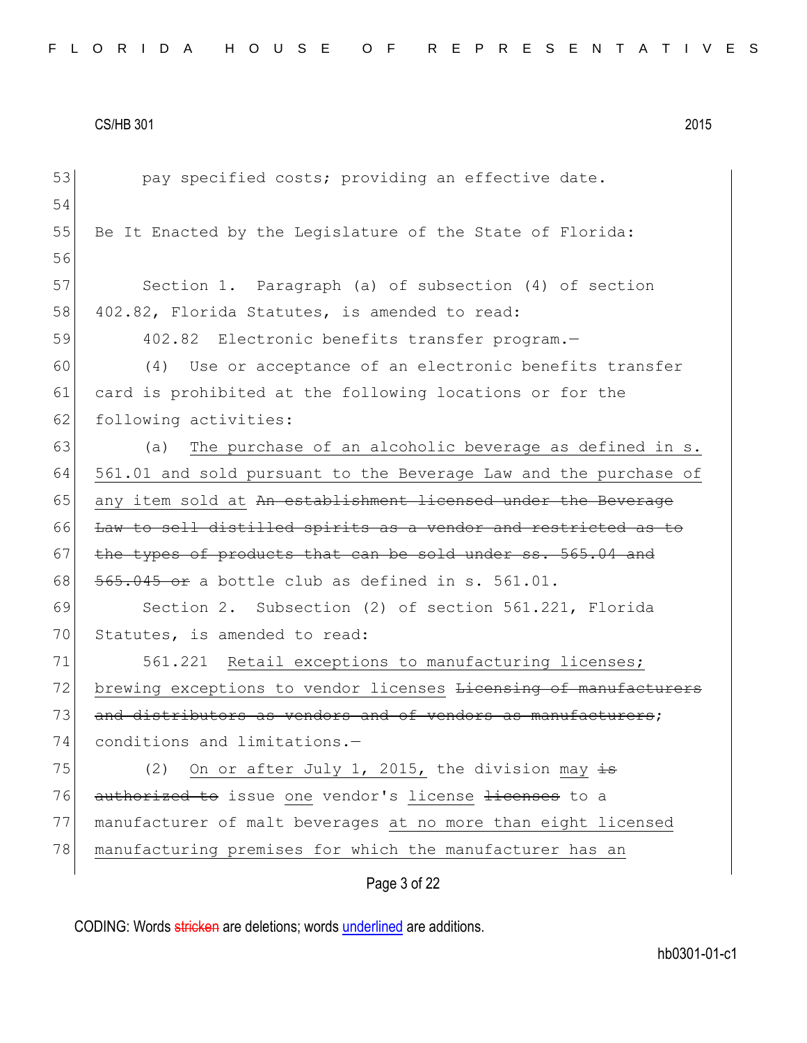pay specified costs; providing an effective date.

Be It Enacted by the Legislature of the State of Florida:

Section 1. Paragraph (a) of subsection (4) of section 402.82, Florida Statutes, is amended to read:

402.82 Electronic benefits transfer program.—

(4) Use or acceptance of an electronic benefits transfer card is prohibited at the following locations or for the following activities:

(a) The purchase of an alcoholic beverage as defined in s. 561.01 and sold pursuant to the Beverage Law and the purchase of any item sold at ~~An establishment licensed under the Beverage Law to sell distilled spirits as a vendor and restricted as to the types of products that can be sold under ss. 565.04 and 565.045 or~~ a bottle club as defined in s. 561.01.

Section 2. Subsection (2) of section 561.221, Florida Statutes, is amended to read:

561.221 Retail exceptions to manufacturing licenses; brewing exceptions to vendor licenses ~~Licensing of manufacturers and distributors as vendors and of vendors as manufacturers~~; conditions and limitations.—

(2) On or after July 1, 2015, the division may ~~is authorized to~~ issue one vendor's license ~~licenses~~ to a manufacturer of malt beverages at no more than eight licensed manufacturing premises for which the manufacturer has an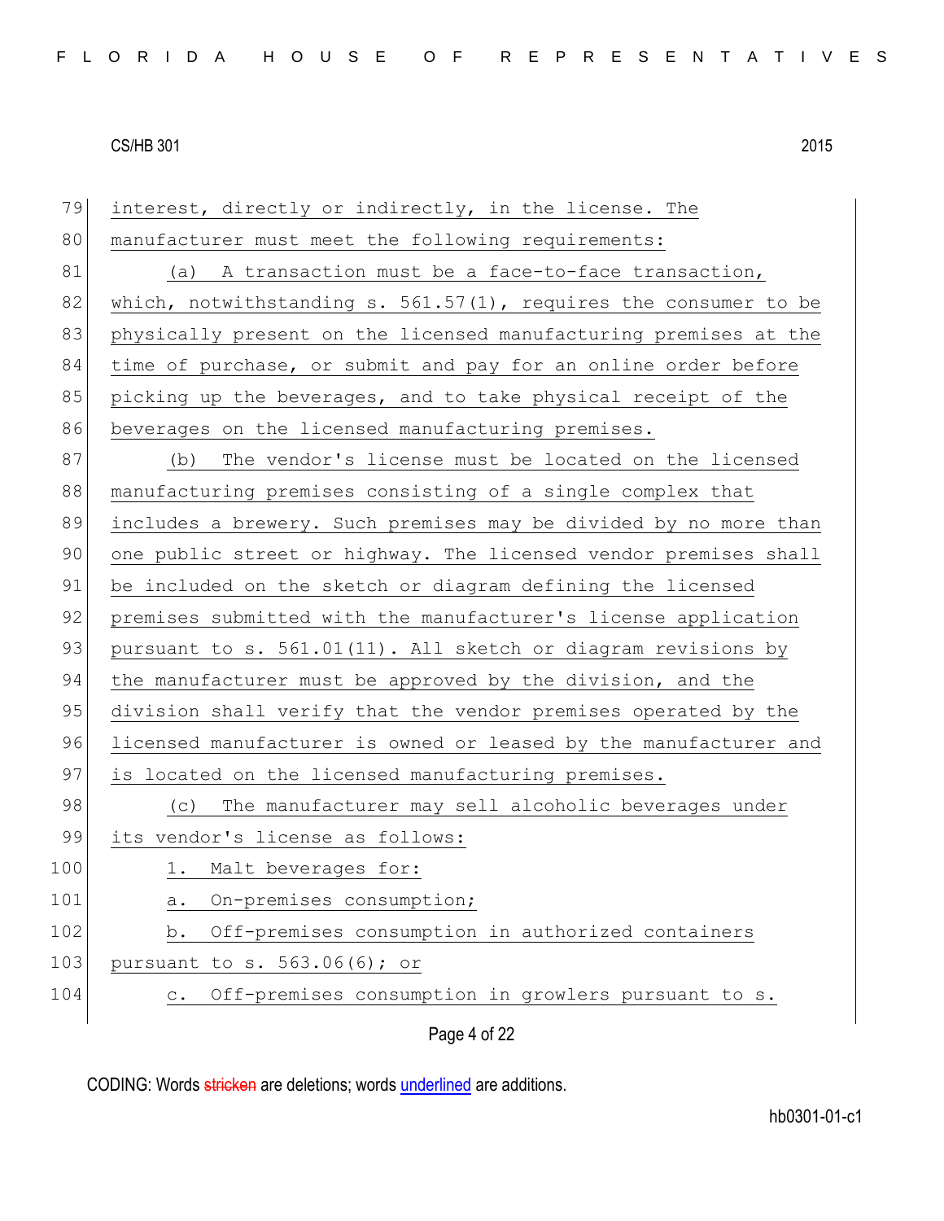interest, directly or indirectly, in the license. The manufacturer must meet the following requirements:

(a) A transaction must be a face-to-face transaction, which, notwithstanding s. 561.57(1), requires the consumer to be physically present on the licensed manufacturing premises at the time of purchase, or submit and pay for an online order before picking up the beverages, and to take physical receipt of the beverages on the licensed manufacturing premises.

(b) The vendor's license must be located on the licensed manufacturing premises consisting of a single complex that includes a brewery. Such premises may be divided by no more than one public street or highway. The licensed vendor premises shall be included on the sketch or diagram defining the licensed premises submitted with the manufacturer's license application pursuant to s. 561.01(11). All sketch or diagram revisions by the manufacturer must be approved by the division, and the division shall verify that the vendor premises operated by the licensed manufacturer is owned or leased by the manufacturer and is located on the licensed manufacturing premises.

(c) The manufacturer may sell alcoholic beverages under its vendor's license as follows:

1. Malt beverages for:

a. On-premises consumption;

b. Off-premises consumption in authorized containers pursuant to s. 563.06(6); or

c. Off-premises consumption in growlers pursuant to s.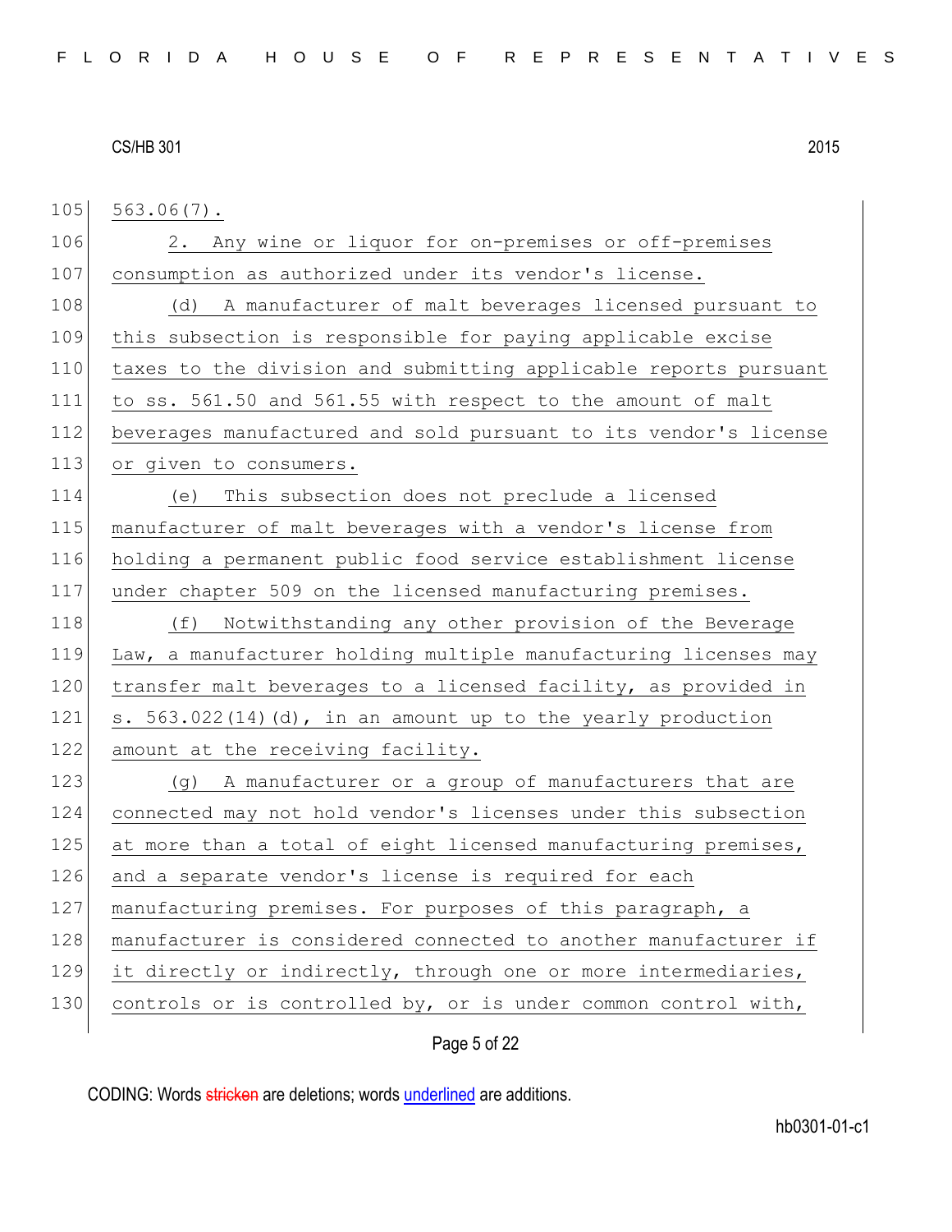563.06(7).

2. Any wine or liquor for on-premises or off-premises consumption as authorized under its vendor's license.

(d) A manufacturer of malt beverages licensed pursuant to this subsection is responsible for paying applicable excise taxes to the division and submitting applicable reports pursuant to ss. 561.50 and 561.55 with respect to the amount of malt beverages manufactured and sold pursuant to its vendor's license or given to consumers.

(e) This subsection does not preclude a licensed manufacturer of malt beverages with a vendor's license from holding a permanent public food service establishment license under chapter 509 on the licensed manufacturing premises.

(f) Notwithstanding any other provision of the Beverage Law, a manufacturer holding multiple manufacturing licenses may transfer malt beverages to a licensed facility, as provided in s. 563.022(14)(d), in an amount up to the yearly production amount at the receiving facility.

(g) A manufacturer or a group of manufacturers that are connected may not hold vendor's licenses under this subsection at more than a total of eight licensed manufacturing premises, and a separate vendor's license is required for each manufacturing premises. For purposes of this paragraph, a manufacturer is considered connected to another manufacturer if it directly or indirectly, through one or more intermediaries, controls or is controlled by, or is under common control with,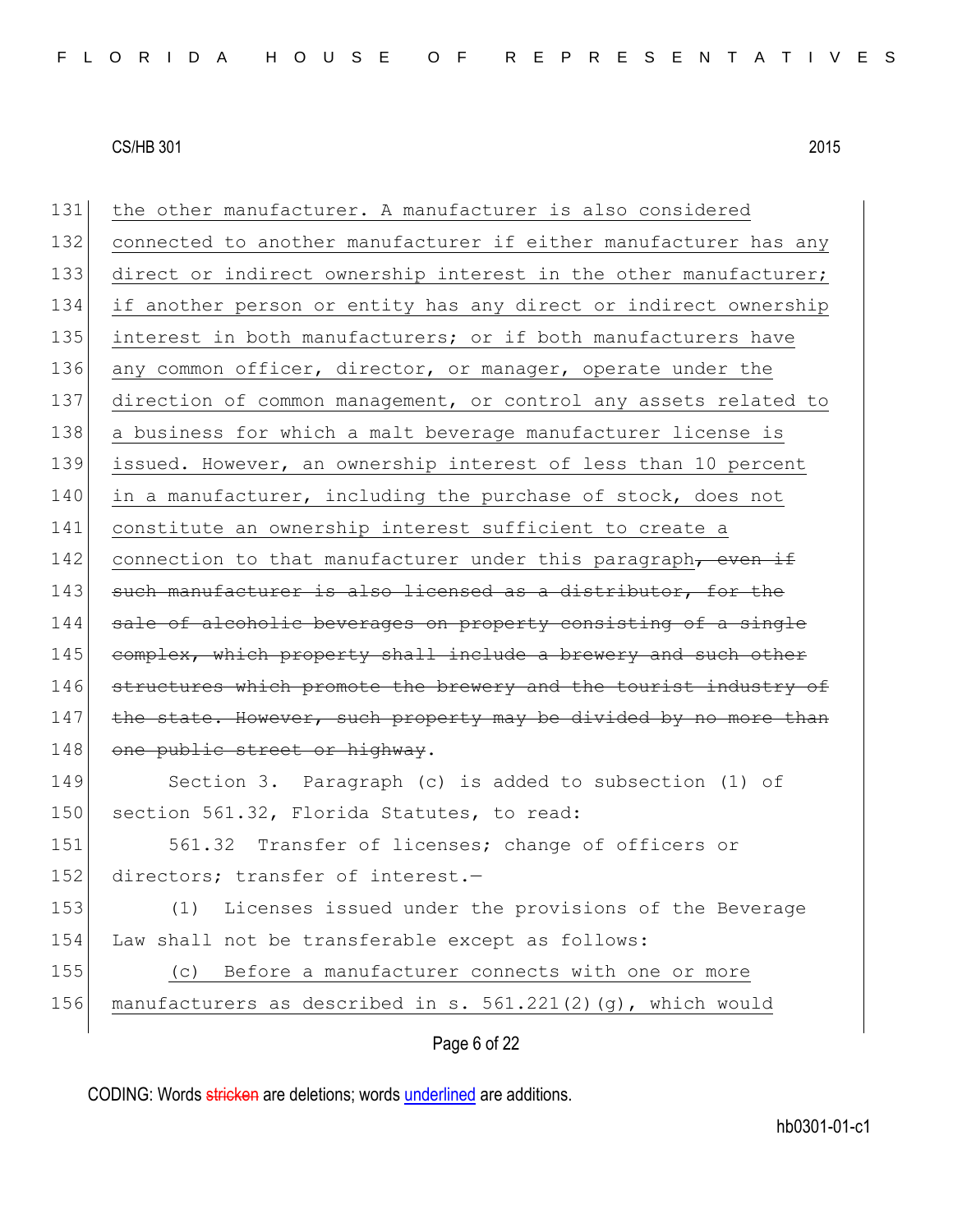the other manufacturer. A manufacturer is also considered connected to another manufacturer if either manufacturer has any direct or indirect ownership interest in the other manufacturer; if another person or entity has any direct or indirect ownership interest in both manufacturers; or if both manufacturers have any common officer, director, or manager, operate under the direction of common management, or control any assets related to a business for which a malt beverage manufacturer license is issued. However, an ownership interest of less than 10 percent in a manufacturer, including the purchase of stock, does not constitute an ownership interest sufficient to create a connection to that manufacturer under this paragraph~~, even if such manufacturer is also licensed as a distributor, for the sale of alcoholic beverages on property consisting of a single complex, which property shall include a brewery and such other structures which promote the brewery and the tourist industry of the state. However, such property may be divided by no more than one public street or highway~~.

Section 3. Paragraph (c) is added to subsection (1) of section 561.32, Florida Statutes, to read:

561.32 Transfer of licenses; change of officers or directors; transfer of interest.—

(1) Licenses issued under the provisions of the Beverage Law shall not be transferable except as follows:

(c) Before a manufacturer connects with one or more manufacturers as described in s. 561.221(2)(g), which would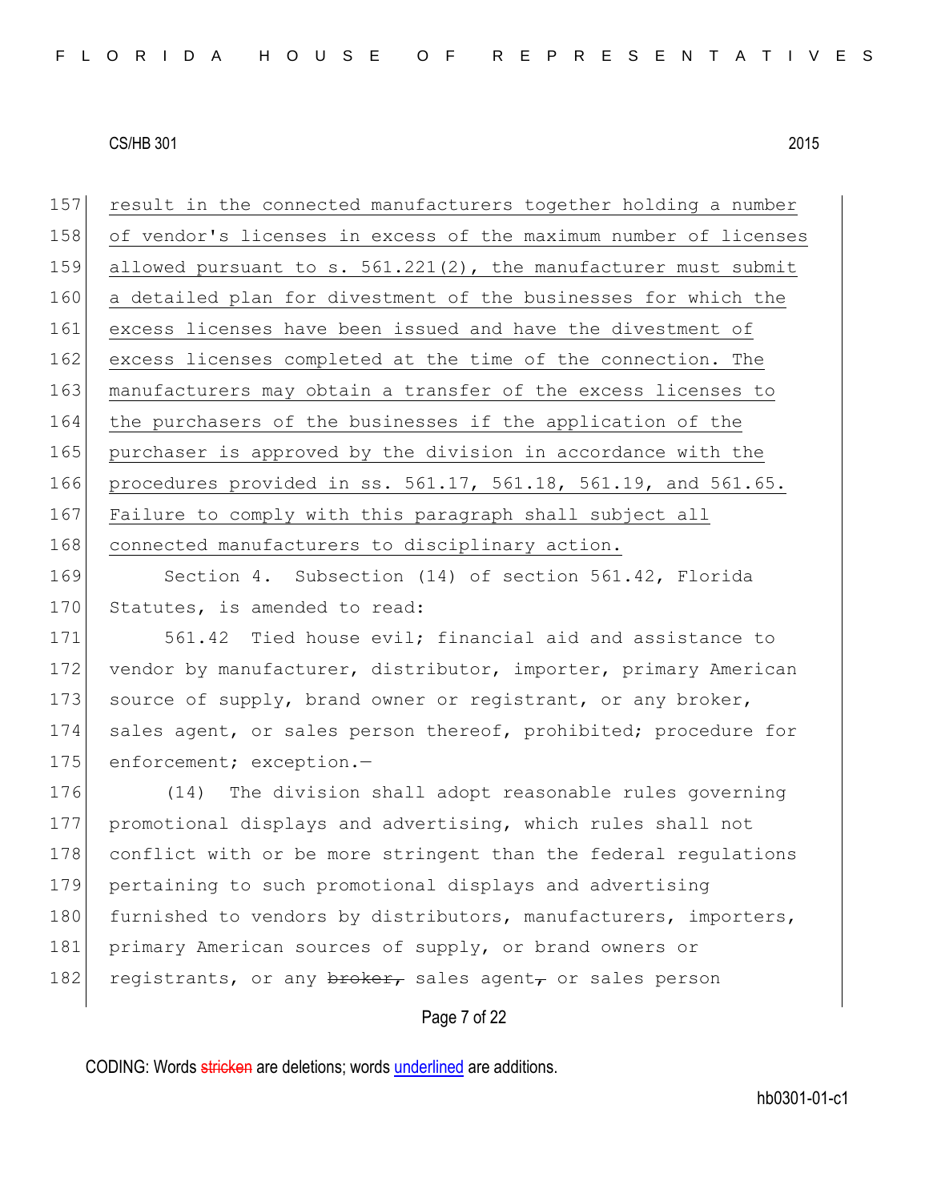result in the connected manufacturers together holding a number of vendor's licenses in excess of the maximum number of licenses allowed pursuant to s. 561.221(2), the manufacturer must submit a detailed plan for divestment of the businesses for which the excess licenses have been issued and have the divestment of excess licenses completed at the time of the connection. The manufacturers may obtain a transfer of the excess licenses to the purchasers of the businesses if the application of the purchaser is approved by the division in accordance with the procedures provided in ss. 561.17, 561.18, 561.19, and 561.65. Failure to comply with this paragraph shall subject all connected manufacturers to disciplinary action.

Section 4. Subsection (14) of section 561.42, Florida Statutes, is amended to read:

561.42 Tied house evil; financial aid and assistance to vendor by manufacturer, distributor, importer, primary American source of supply, brand owner or registrant, or any broker, sales agent, or sales person thereof, prohibited; procedure for enforcement; exception.—

(14) The division shall adopt reasonable rules governing promotional displays and advertising, which rules shall not conflict with or be more stringent than the federal regulations pertaining to such promotional displays and advertising furnished to vendors by distributors, manufacturers, importers, primary American sources of supply, or brand owners or registrants, or any ~~broker,~~ sales agent~~,~~ or sales person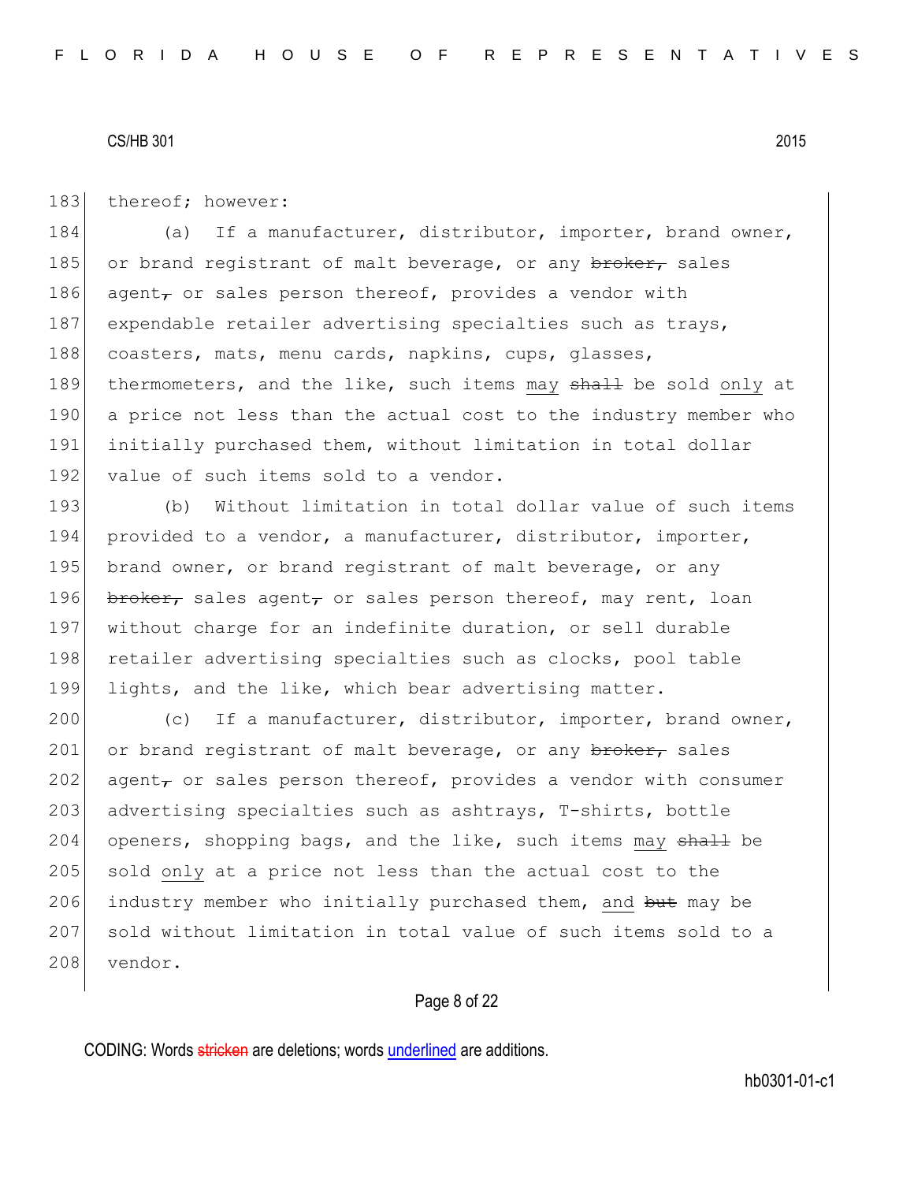thereof; however:

(a) If a manufacturer, distributor, importer, brand owner, or brand registrant of malt beverage, or any ~~broker,~~ sales agent~~,~~ or sales person thereof, provides a vendor with expendable retailer advertising specialties such as trays, coasters, mats, menu cards, napkins, cups, glasses, thermometers, and the like, such items <u>may</u> ~~shall~~ be sold <u>only</u> at a price not less than the actual cost to the industry member who initially purchased them, without limitation in total dollar value of such items sold to a vendor.

(b) Without limitation in total dollar value of such items provided to a vendor, a manufacturer, distributor, importer, brand owner, or brand registrant of malt beverage, or any ~~broker,~~ sales agent~~,~~ or sales person thereof, may rent, loan without charge for an indefinite duration, or sell durable retailer advertising specialties such as clocks, pool table lights, and the like, which bear advertising matter.

(c) If a manufacturer, distributor, importer, brand owner, or brand registrant of malt beverage, or any ~~broker,~~ sales agent~~,~~ or sales person thereof, provides a vendor with consumer advertising specialties such as ashtrays, T-shirts, bottle openers, shopping bags, and the like, such items <u>may</u> ~~shall~~ be sold <u>only</u> at a price not less than the actual cost to the industry member who initially purchased them, <u>and</u> ~~but~~ may be sold without limitation in total value of such items sold to a vendor.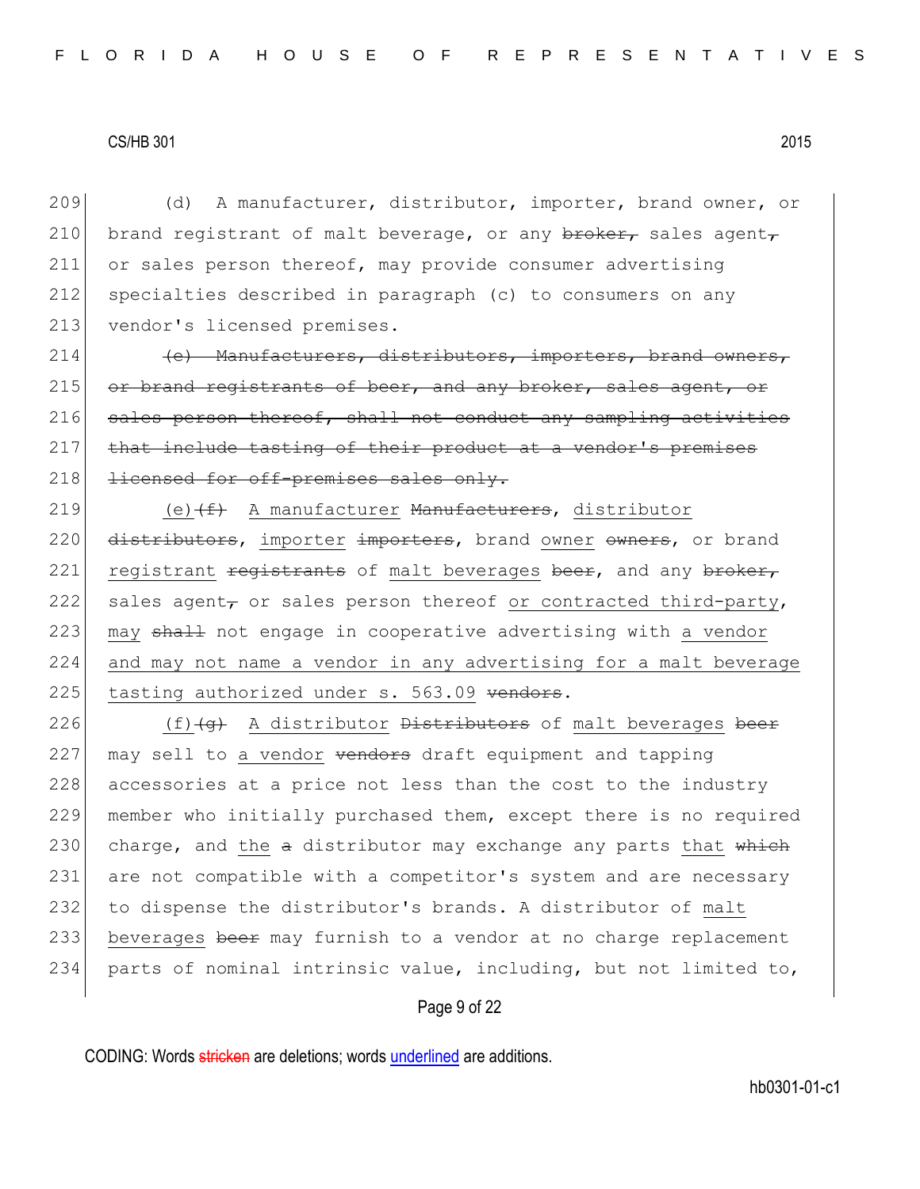209 (d) A manufacturer, distributor, importer, brand owner, or
210 brand registrant of malt beverage, or any ~~broker,~~ sales agent~~,~~
211 or sales person thereof, may provide consumer advertising
212 specialties described in paragraph (c) to consumers on any
213 vendor's licensed premises.

214 ~~(e) Manufacturers, distributors, importers, brand owners,~~
215 ~~or brand registrants of beer, and any broker, sales agent, or~~
216 ~~sales person thereof, shall not conduct any sampling activities~~
217 ~~that include tasting of their product at a vendor's premises~~
218 ~~licensed for off-premises sales only.~~

219 <u>(e)</u>~~(f)~~ <u>A manufacturer</u> ~~Manufacturers~~, <u>distributor</u>
220 ~~distributors~~, <u>importer</u> ~~importers~~, brand <u>owner</u> ~~owners~~, or brand
221 <u>registrant</u> ~~registrants~~ of <u>malt beverages</u> ~~beer~~, and any ~~broker,~~
222 sales agent~~,~~ or sales person thereof <u>or contracted third-party</u>,
223 <u>may</u> ~~shall~~ not engage in cooperative advertising with <u>a vendor</u>
224 <u>and may not name a vendor in any advertising for a malt beverage</u>
225 <u>tasting authorized under s. 563.09</u> ~~vendors~~.

226 <u>(f)</u>~~(g)~~ <u>A distributor</u> ~~Distributors~~ of <u>malt beverages</u> ~~beer~~
227 may sell to <u>a vendor</u> ~~vendors~~ draft equipment and tapping
228 accessories at a price not less than the cost to the industry
229 member who initially purchased them, except there is no required
230 charge, and <u>the</u> ~~a~~ distributor may exchange any parts <u>that</u> ~~which~~
231 are not compatible with a competitor's system and are necessary
232 to dispense the distributor's brands. A distributor of <u>malt</u>
233 <u>beverages</u> ~~beer~~ may furnish to a vendor at no charge replacement
234 parts of nominal intrinsic value, including, but not limited to,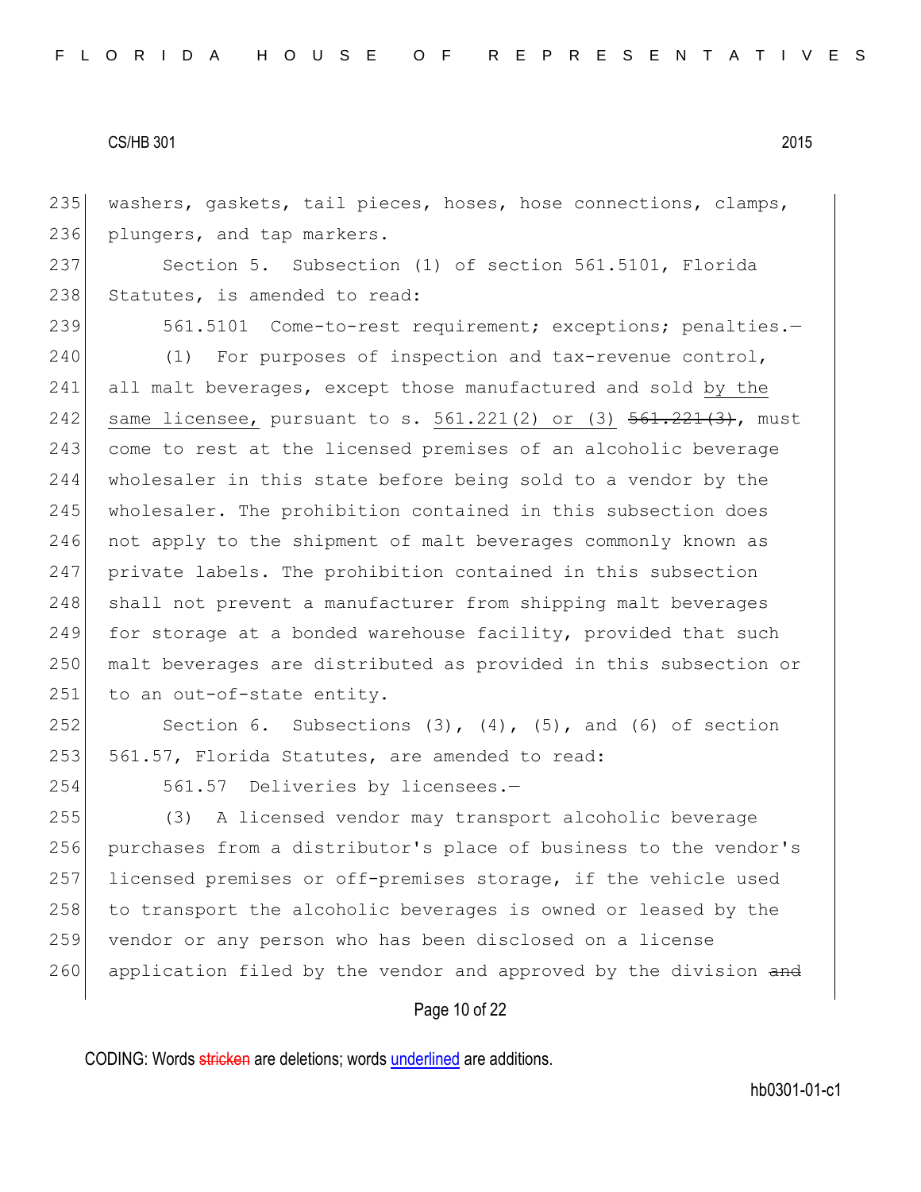washers, gaskets, tail pieces, hoses, hose connections, clamps, plungers, and tap markers.

Section 5. Subsection (1) of section 561.5101, Florida Statutes, is amended to read:

561.5101 Come-to-rest requirement; exceptions; penalties.—

(1) For purposes of inspection and tax-revenue control, all malt beverages, except those manufactured and sold <u>by the same licensee,</u> pursuant to s. <u>561.221(2) or (3)</u> ~~561.221(3)~~, must come to rest at the licensed premises of an alcoholic beverage wholesaler in this state before being sold to a vendor by the wholesaler. The prohibition contained in this subsection does not apply to the shipment of malt beverages commonly known as private labels. The prohibition contained in this subsection shall not prevent a manufacturer from shipping malt beverages for storage at a bonded warehouse facility, provided that such malt beverages are distributed as provided in this subsection or to an out-of-state entity.

Section 6. Subsections (3), (4), (5), and (6) of section 561.57, Florida Statutes, are amended to read:

561.57 Deliveries by licensees.—

(3) A licensed vendor may transport alcoholic beverage purchases from a distributor's place of business to the vendor's licensed premises or off-premises storage, if the vehicle used to transport the alcoholic beverages is owned or leased by the vendor or any person who has been disclosed on a license application filed by the vendor and approved by the division ~~and~~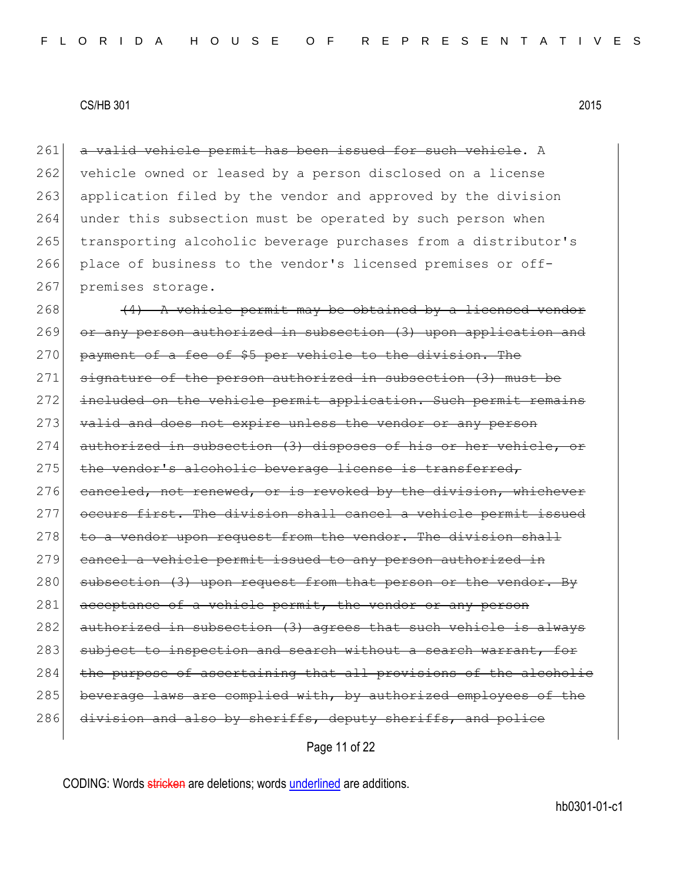261 ~~a valid vehicle permit has been issued for such vehicle~~. A
262 vehicle owned or leased by a person disclosed on a license
263 application filed by the vendor and approved by the division
264 under this subsection must be operated by such person when
265 transporting alcoholic beverage purchases from a distributor's
266 place of business to the vendor's licensed premises or off-
267 premises storage.

268 ~~(4) A vehicle permit may be obtained by a licensed vendor~~
269 ~~or any person authorized in subsection (3) upon application and~~
270 ~~payment of a fee of $5 per vehicle to the division. The~~
271 ~~signature of the person authorized in subsection (3) must be~~
272 ~~included on the vehicle permit application. Such permit remains~~
273 ~~valid and does not expire unless the vendor or any person~~
274 ~~authorized in subsection (3) disposes of his or her vehicle, or~~
275 ~~the vendor's alcoholic beverage license is transferred,~~
276 ~~canceled, not renewed, or is revoked by the division, whichever~~
277 ~~occurs first. The division shall cancel a vehicle permit issued~~
278 ~~to a vendor upon request from the vendor. The division shall~~
279 ~~cancel a vehicle permit issued to any person authorized in~~
280 ~~subsection (3) upon request from that person or the vendor. By~~
281 ~~acceptance of a vehicle permit, the vendor or any person~~
282 ~~authorized in subsection (3) agrees that such vehicle is always~~
283 ~~subject to inspection and search without a search warrant, for~~
284 ~~the purpose of ascertaining that all provisions of the alcoholic~~
285 ~~beverage laws are complied with, by authorized employees of the~~
286 ~~division and also by sheriffs, deputy sheriffs, and police~~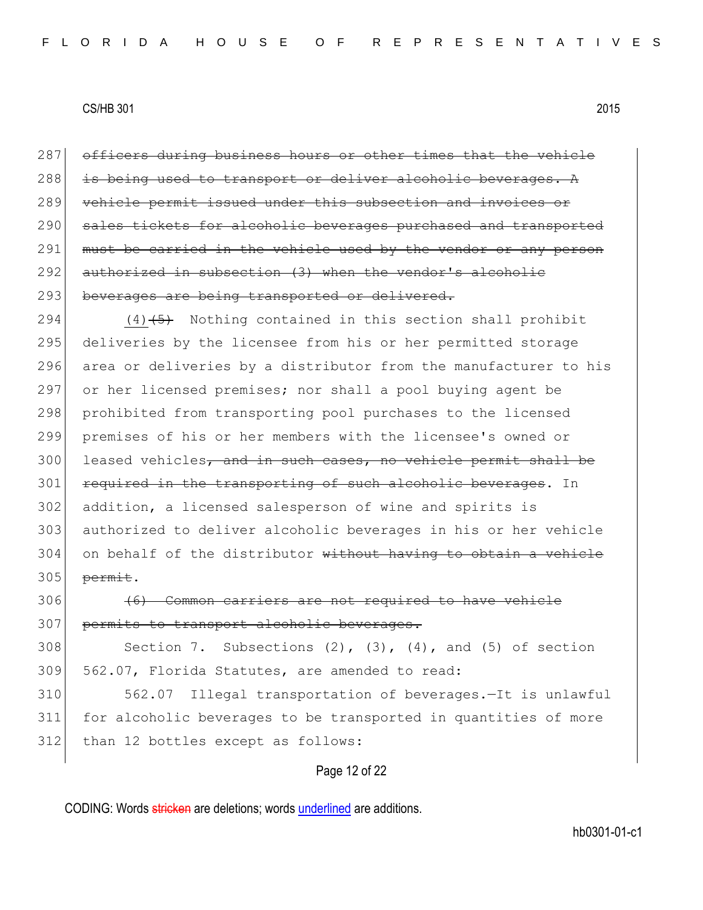287 ~~officers during business hours or other times that the vehicle~~
288 ~~is being used to transport or deliver alcoholic beverages. A~~
289 ~~vehicle permit issued under this subsection and invoices or~~
290 ~~sales tickets for alcoholic beverages purchased and transported~~
291 ~~must be carried in the vehicle used by the vendor or any person~~
292 ~~authorized in subsection (3) when the vendor's alcoholic~~
293 ~~beverages are being transported or delivered.~~

294 <u>(4)</u>~~(5)~~ Nothing contained in this section shall prohibit
295 deliveries by the licensee from his or her permitted storage
296 area or deliveries by a distributor from the manufacturer to his
297 or her licensed premises; nor shall a pool buying agent be
298 prohibited from transporting pool purchases to the licensed
299 premises of his or her members with the licensee's owned or
300 leased vehicles~~, and in such cases, no vehicle permit shall be~~
301 ~~required in the transporting of such alcoholic beverages~~. In
302 addition, a licensed salesperson of wine and spirits is
303 authorized to deliver alcoholic beverages in his or her vehicle
304 on behalf of the distributor ~~without having to obtain a vehicle~~
305 ~~permit~~.

306 ~~(6) Common carriers are not required to have vehicle~~
307 ~~permits to transport alcoholic beverages.~~

308 Section 7. Subsections (2), (3), (4), and (5) of section
309 562.07, Florida Statutes, are amended to read:

310 562.07 Illegal transportation of beverages.—It is unlawful
311 for alcoholic beverages to be transported in quantities of more
312 than 12 bottles except as follows: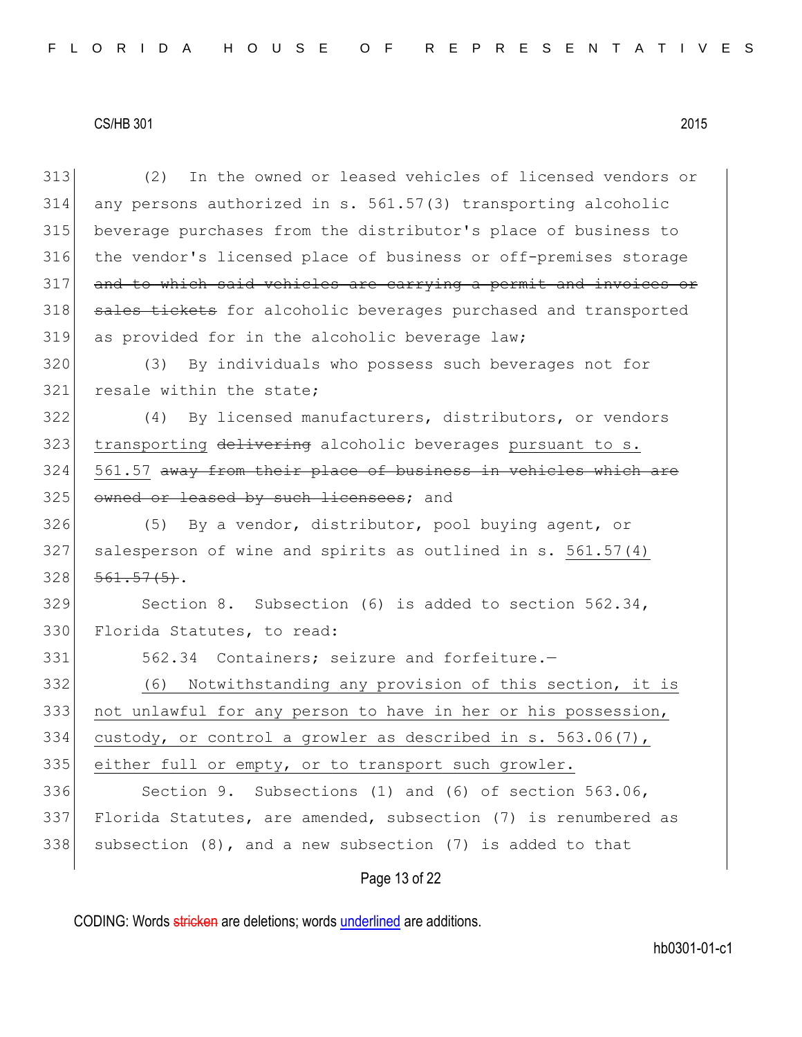(2) In the owned or leased vehicles of licensed vendors or any persons authorized in s. 561.57(3) transporting alcoholic beverage purchases from the distributor's place of business to the vendor's licensed place of business or off-premises storage ~~and to which said vehicles are carrying a permit and invoices or sales tickets~~ for alcoholic beverages purchased and transported as provided for in the alcoholic beverage law;

(3) By individuals who possess such beverages not for resale within the state;

(4) By licensed manufacturers, distributors, or vendors <u>transporting</u> ~~delivering~~ alcoholic beverages <u>pursuant to s. 561.57</u> ~~away from their place of business in vehicles which are owned or leased by such licensees~~; and

(5) By a vendor, distributor, pool buying agent, or salesperson of wine and spirits as outlined in s. <u>561.57(4)</u> ~~561.57(5)~~.

Section 8. Subsection (6) is added to section 562.34, Florida Statutes, to read:

562.34 Containers; seizure and forfeiture.—

<u>(6) Notwithstanding any provision of this section, it is not unlawful for any person to have in her or his possession, custody, or control a growler as described in s. 563.06(7), either full or empty, or to transport such growler.</u>

Section 9. Subsections (1) and (6) of section 563.06, Florida Statutes, are amended, subsection (7) is renumbered as subsection (8), and a new subsection (7) is added to that

CODING: Words ~~stricken~~ are deletions; words <u>underlined</u> are additions.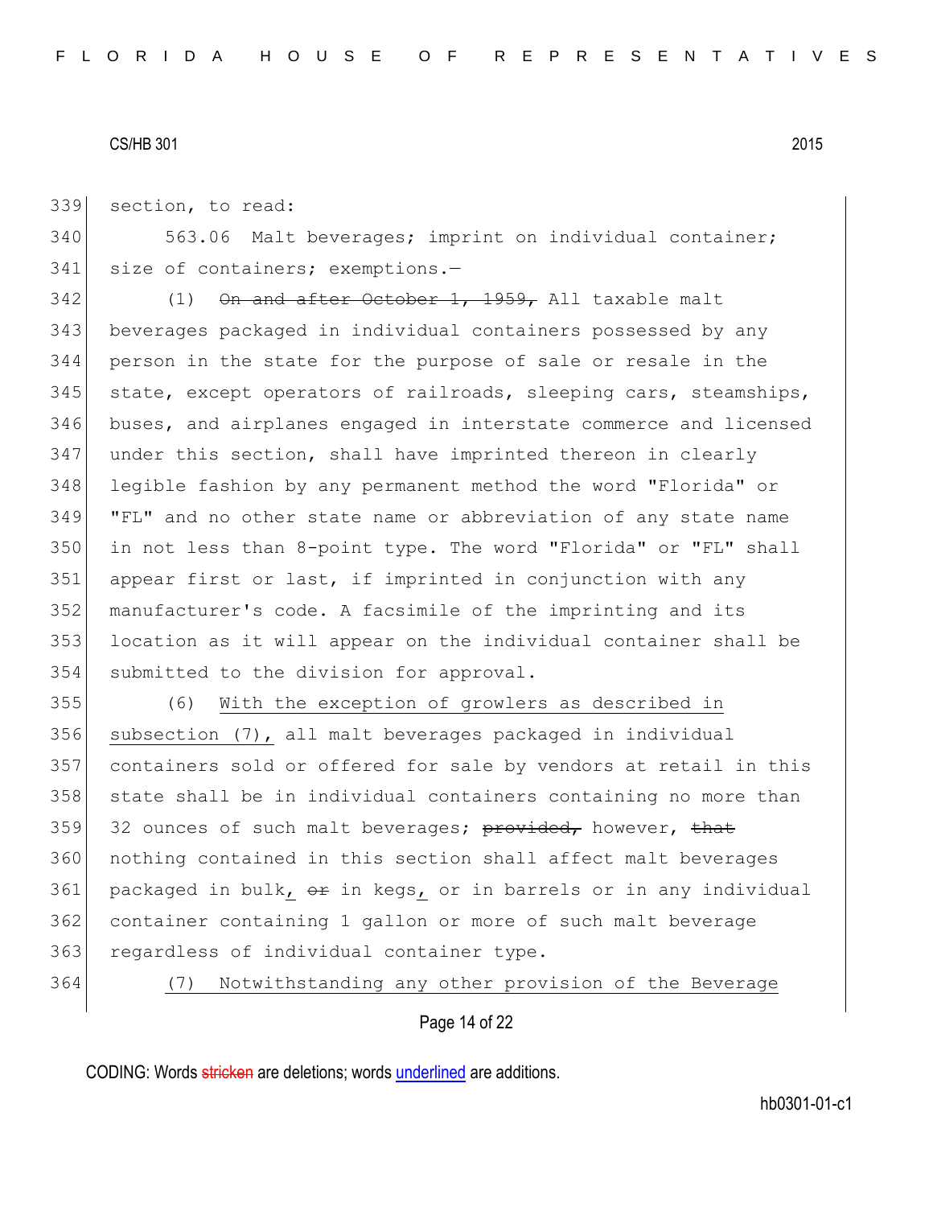section, to read:

563.06 Malt beverages; imprint on individual container; size of containers; exemptions.—

(1) ~~On and after October 1, 1959,~~ All taxable malt beverages packaged in individual containers possessed by any person in the state for the purpose of sale or resale in the state, except operators of railroads, sleeping cars, steamships, buses, and airplanes engaged in interstate commerce and licensed under this section, shall have imprinted thereon in clearly legible fashion by any permanent method the word "Florida" or "FL" and no other state name or abbreviation of any state name in not less than 8-point type. The word "Florida" or "FL" shall appear first or last, if imprinted in conjunction with any manufacturer's code. A facsimile of the imprinting and its location as it will appear on the individual container shall be submitted to the division for approval.

(6) <u>With the exception of growlers as described in subsection (7),</u> all malt beverages packaged in individual containers sold or offered for sale by vendors at retail in this state shall be in individual containers containing no more than 32 ounces of such malt beverages; ~~provided,~~ however, ~~that~~ nothing contained in this section shall affect malt beverages packaged in bulk<u>,</u> ~~or~~ in kegs<u>,</u> or in barrels or in any individual container containing 1 gallon or more of such malt beverage regardless of individual container type.

<u>(7) Notwithstanding any other provision of the Beverage</u>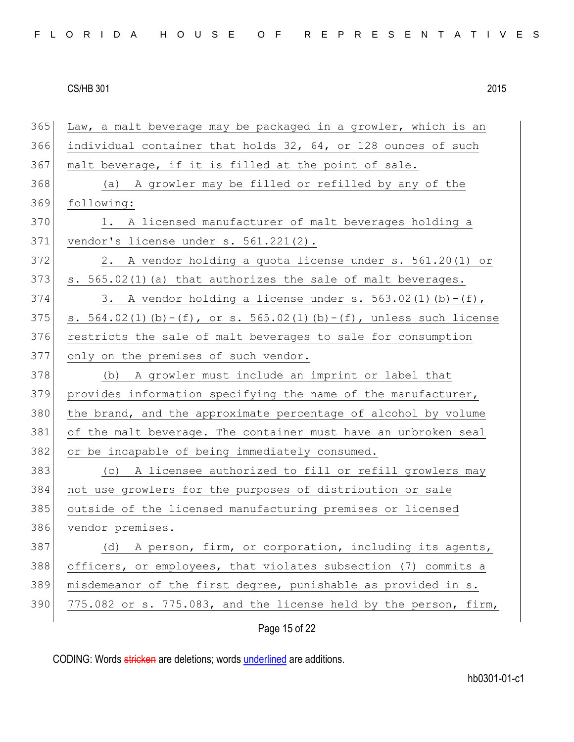Law, a malt beverage may be packaged in a growler, which is an individual container that holds 32, 64, or 128 ounces of such malt beverage, if it is filled at the point of sale.

(a) A growler may be filled or refilled by any of the following:

1. A licensed manufacturer of malt beverages holding a vendor's license under s. 561.221(2).

2. A vendor holding a quota license under s. 561.20(1) or s. 565.02(1)(a) that authorizes the sale of malt beverages.

3. A vendor holding a license under s. 563.02(1)(b)-(f), s. 564.02(1)(b)-(f), or s. 565.02(1)(b)-(f), unless such license restricts the sale of malt beverages to sale for consumption only on the premises of such vendor.

(b) A growler must include an imprint or label that provides information specifying the name of the manufacturer, the brand, and the approximate percentage of alcohol by volume of the malt beverage. The container must have an unbroken seal or be incapable of being immediately consumed.

(c) A licensee authorized to fill or refill growlers may not use growlers for the purposes of distribution or sale outside of the licensed manufacturing premises or licensed vendor premises.

(d) A person, firm, or corporation, including its agents, officers, or employees, that violates subsection (7) commits a misdemeanor of the first degree, punishable as provided in s. 775.082 or s. 775.083, and the license held by the person, firm,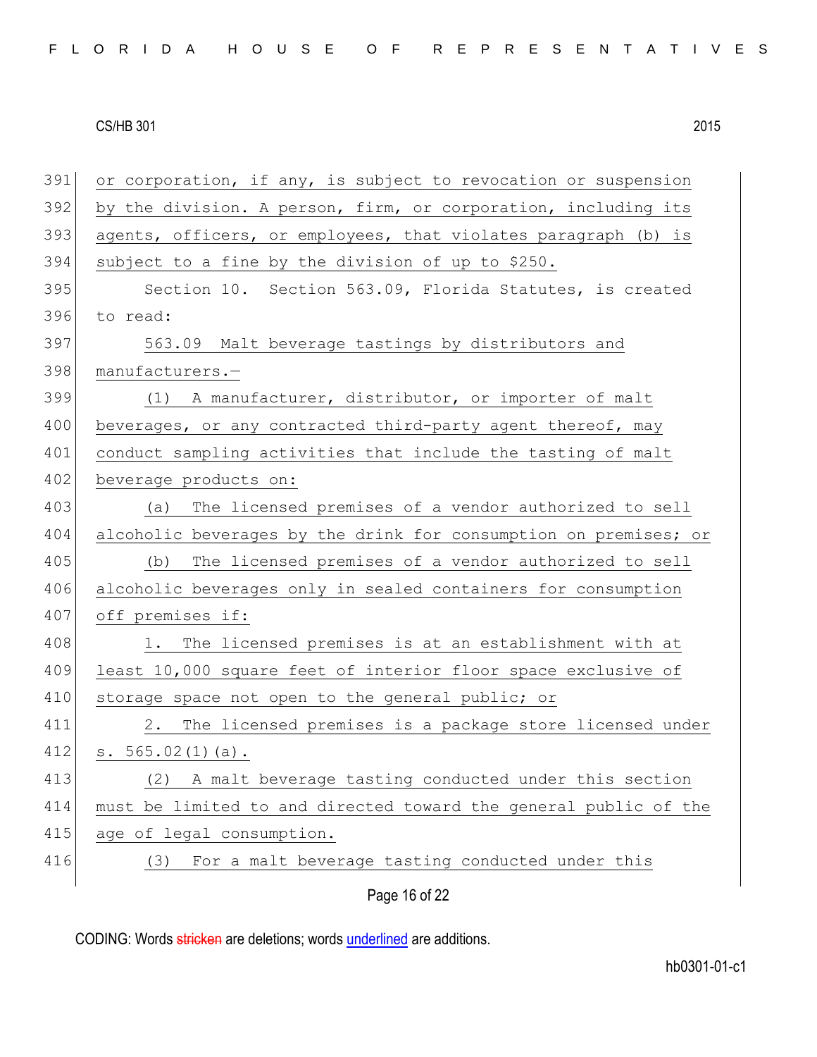or corporation, if any, is subject to revocation or suspension by the division. A person, firm, or corporation, including its agents, officers, or employees, that violates paragraph (b) is subject to a fine by the division of up to $250.

Section 10. Section 563.09, Florida Statutes, is created to read:

563.09 Malt beverage tastings by distributors and manufacturers.—

(1) A manufacturer, distributor, or importer of malt beverages, or any contracted third-party agent thereof, may conduct sampling activities that include the tasting of malt beverage products on:

(a) The licensed premises of a vendor authorized to sell alcoholic beverages by the drink for consumption on premises; or

(b) The licensed premises of a vendor authorized to sell alcoholic beverages only in sealed containers for consumption off premises if:

1. The licensed premises is at an establishment with at least 10,000 square feet of interior floor space exclusive of storage space not open to the general public; or

2. The licensed premises is a package store licensed under s. 565.02(1)(a).

(2) A malt beverage tasting conducted under this section must be limited to and directed toward the general public of the age of legal consumption.

(3) For a malt beverage tasting conducted under this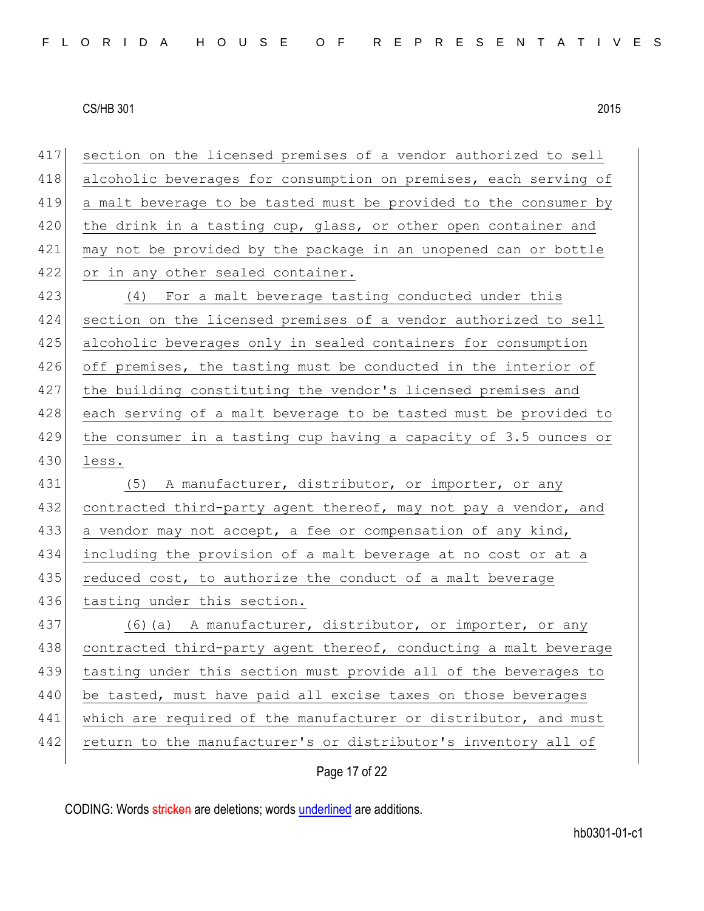section on the licensed premises of a vendor authorized to sell alcoholic beverages for consumption on premises, each serving of a malt beverage to be tasted must be provided to the consumer by the drink in a tasting cup, glass, or other open container and may not be provided by the package in an unopened can or bottle or in any other sealed container.

(4) For a malt beverage tasting conducted under this section on the licensed premises of a vendor authorized to sell alcoholic beverages only in sealed containers for consumption off premises, the tasting must be conducted in the interior of the building constituting the vendor's licensed premises and each serving of a malt beverage to be tasted must be provided to the consumer in a tasting cup having a capacity of 3.5 ounces or less.

(5) A manufacturer, distributor, or importer, or any contracted third-party agent thereof, may not pay a vendor, and a vendor may not accept, a fee or compensation of any kind, including the provision of a malt beverage at no cost or at a reduced cost, to authorize the conduct of a malt beverage tasting under this section.

(6)(a) A manufacturer, distributor, or importer, or any contracted third-party agent thereof, conducting a malt beverage tasting under this section must provide all of the beverages to be tasted, must have paid all excise taxes on those beverages which are required of the manufacturer or distributor, and must return to the manufacturer's or distributor's inventory all of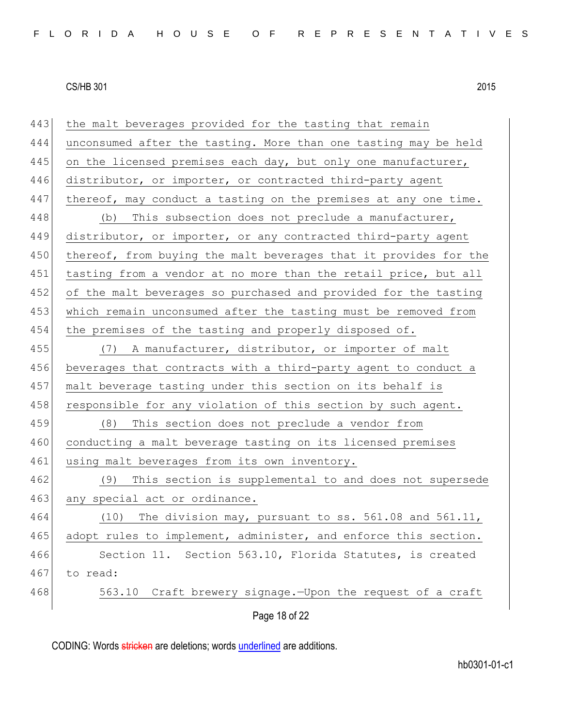the malt beverages provided for the tasting that remain unconsumed after the tasting. More than one tasting may be held on the licensed premises each day, but only one manufacturer, distributor, or importer, or contracted third-party agent thereof, may conduct a tasting on the premises at any one time.

(b) This subsection does not preclude a manufacturer, distributor, or importer, or any contracted third-party agent thereof, from buying the malt beverages that it provides for the tasting from a vendor at no more than the retail price, but all of the malt beverages so purchased and provided for the tasting which remain unconsumed after the tasting must be removed from the premises of the tasting and properly disposed of.

(7) A manufacturer, distributor, or importer of malt beverages that contracts with a third-party agent to conduct a malt beverage tasting under this section on its behalf is responsible for any violation of this section by such agent.

(8) This section does not preclude a vendor from conducting a malt beverage tasting on its licensed premises using malt beverages from its own inventory.

(9) This section is supplemental to and does not supersede any special act or ordinance.

(10) The division may, pursuant to ss. 561.08 and 561.11, adopt rules to implement, administer, and enforce this section.

Section 11. Section 563.10, Florida Statutes, is created to read:

563.10 Craft brewery signage.—Upon the request of a craft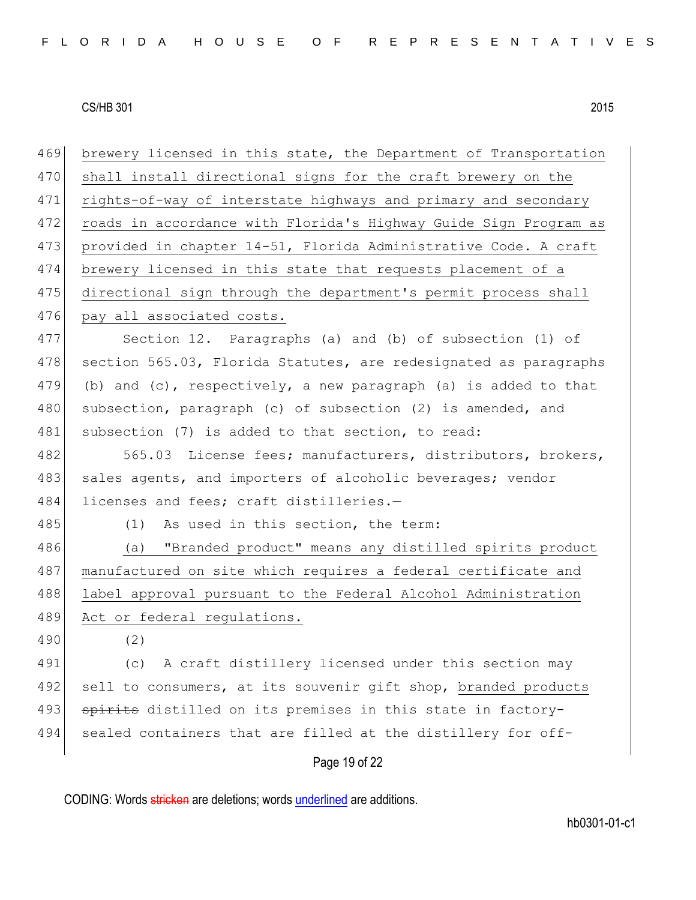brewery licensed in this state, the Department of Transportation shall install directional signs for the craft brewery on the rights-of-way of interstate highways and primary and secondary roads in accordance with Florida's Highway Guide Sign Program as provided in chapter 14-51, Florida Administrative Code. A craft brewery licensed in this state that requests placement of a directional sign through the department's permit process shall pay all associated costs.

Section 12. Paragraphs (a) and (b) of subsection (1) of section 565.03, Florida Statutes, are redesignated as paragraphs (b) and (c), respectively, a new paragraph (a) is added to that subsection, paragraph (c) of subsection (2) is amended, and subsection (7) is added to that section, to read:

565.03 License fees; manufacturers, distributors, brokers, sales agents, and importers of alcoholic beverages; vendor licenses and fees; craft distilleries.—

(1) As used in this section, the term:

(a) "Branded product" means any distilled spirits product manufactured on site which requires a federal certificate and label approval pursuant to the Federal Alcohol Administration Act or federal regulations.

(2)

(c) A craft distillery licensed under this section may sell to consumers, at its souvenir gift shop, branded products ~~spirits~~ distilled on its premises in this state in factory-sealed containers that are filled at the distillery for off-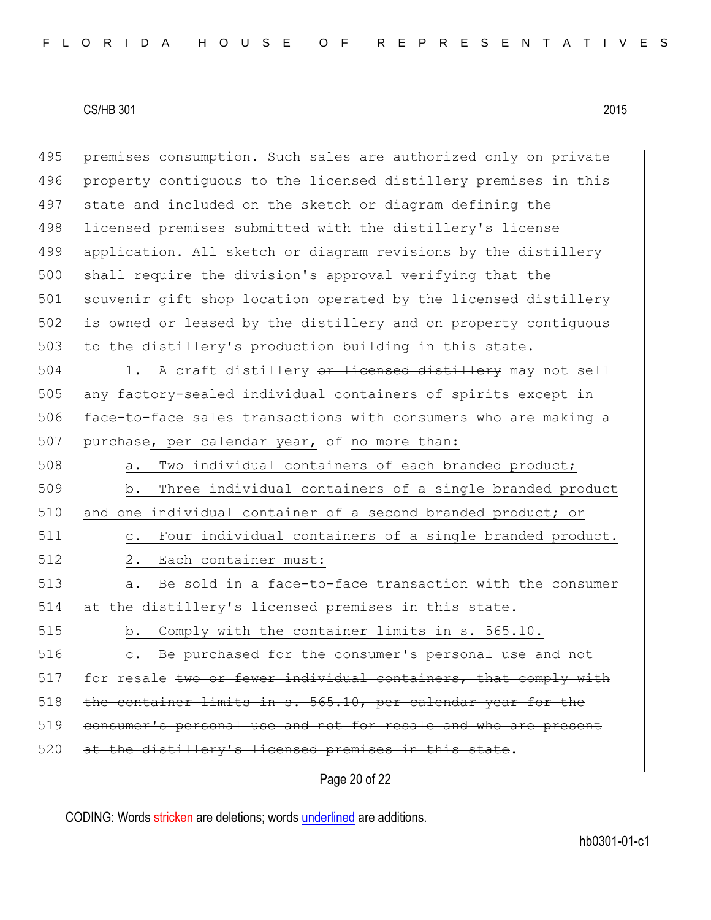premises consumption. Such sales are authorized only on private property contiguous to the licensed distillery premises in this state and included on the sketch or diagram defining the licensed premises submitted with the distillery's license application. All sketch or diagram revisions by the distillery shall require the division's approval verifying that the souvenir gift shop location operated by the licensed distillery is owned or leased by the distillery and on property contiguous to the distillery's production building in this state.

1. A craft distillery ~~or licensed distillery~~ may not sell any factory-sealed individual containers of spirits except in face-to-face sales transactions with consumers who are making a purchase, per calendar year, of no more than:

a. Two individual containers of each branded product;

b. Three individual containers of a single branded product and one individual container of a second branded product; or

c. Four individual containers of a single branded product.

2. Each container must:

a. Be sold in a face-to-face transaction with the consumer at the distillery's licensed premises in this state.

b. Comply with the container limits in s. 565.10.

c. Be purchased for the consumer's personal use and not for resale ~~two or fewer individual containers, that comply with the container limits in s. 565.10, per calendar year for the consumer's personal use and not for resale and who are present at the distillery's licensed premises in this state~~.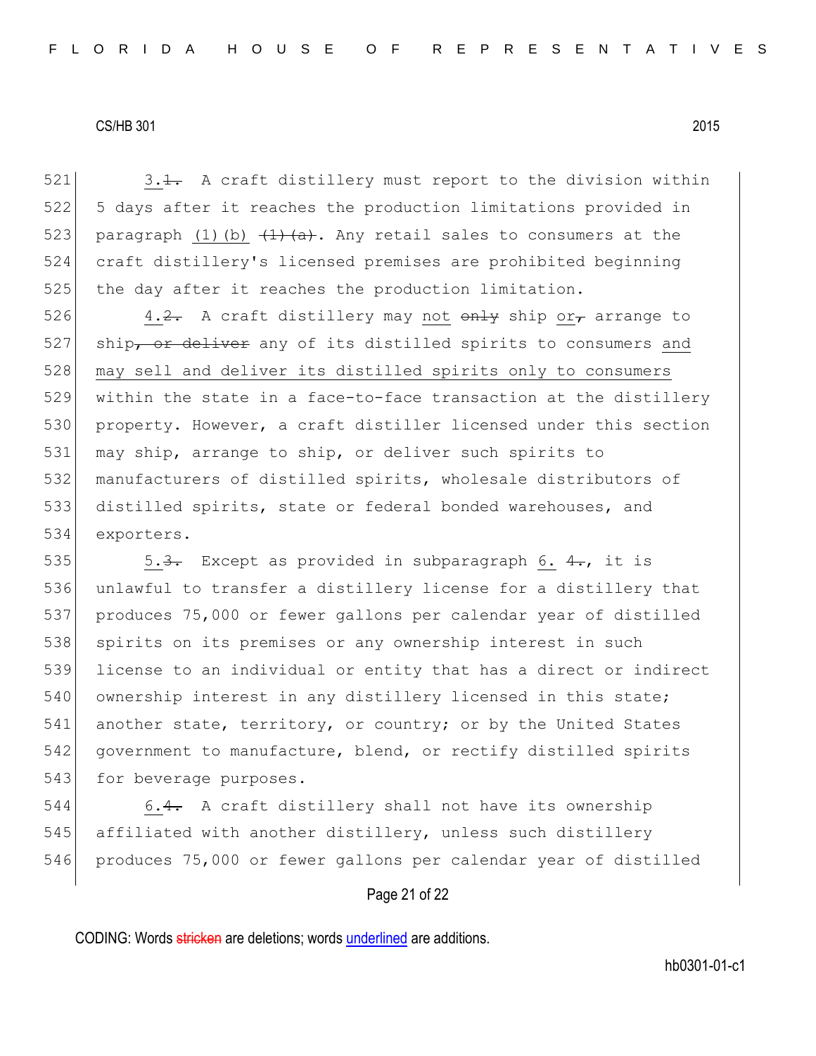3.~~1.~~ A craft distillery must report to the division within 5 days after it reaches the production limitations provided in paragraph <u>(1)(b)</u> ~~(1)(a)~~. Any retail sales to consumers at the craft distillery's licensed premises are prohibited beginning the day after it reaches the production limitation.

4.~~2.~~ A craft distillery may <u>not</u> ~~only~~ ship <u>or</u>~~,~~ arrange to ship~~, or deliver~~ any of its distilled spirits to consumers <u>and may sell and deliver its distilled spirits only to consumers</u> within the state in a face-to-face transaction at the distillery property. However, a craft distiller licensed under this section may ship, arrange to ship, or deliver such spirits to manufacturers of distilled spirits, wholesale distributors of distilled spirits, state or federal bonded warehouses, and exporters.

5.~~3.~~ Except as provided in subparagraph <u>6.</u> ~~4.~~, it is unlawful to transfer a distillery license for a distillery that produces 75,000 or fewer gallons per calendar year of distilled spirits on its premises or any ownership interest in such license to an individual or entity that has a direct or indirect ownership interest in any distillery licensed in this state; another state, territory, or country; or by the United States government to manufacture, blend, or rectify distilled spirits for beverage purposes.

6.~~4.~~ A craft distillery shall not have its ownership affiliated with another distillery, unless such distillery produces 75,000 or fewer gallons per calendar year of distilled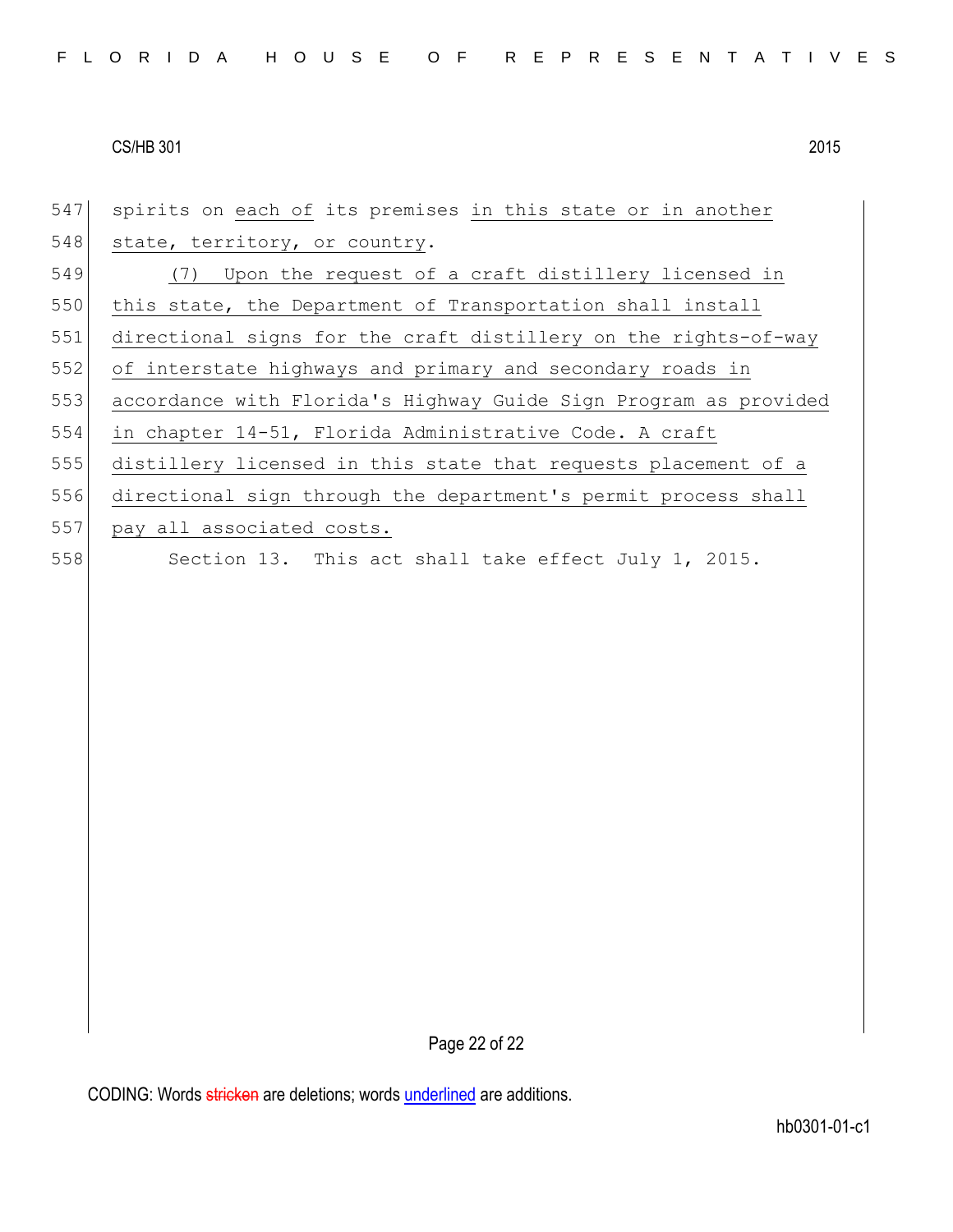547 spirits on each of its premises in this state or in another
548 state, territory, or country.

549 (7) Upon the request of a craft distillery licensed in
550 this state, the Department of Transportation shall install
551 directional signs for the craft distillery on the rights-of-way
552 of interstate highways and primary and secondary roads in
553 accordance with Florida's Highway Guide Sign Program as provided
554 in chapter 14-51, Florida Administrative Code. A craft
555 distillery licensed in this state that requests placement of a
556 directional sign through the department's permit process shall
557 pay all associated costs.

558 Section 13. This act shall take effect July 1, 2015.

CODING: Words stricken are deletions; words underlined are additions.